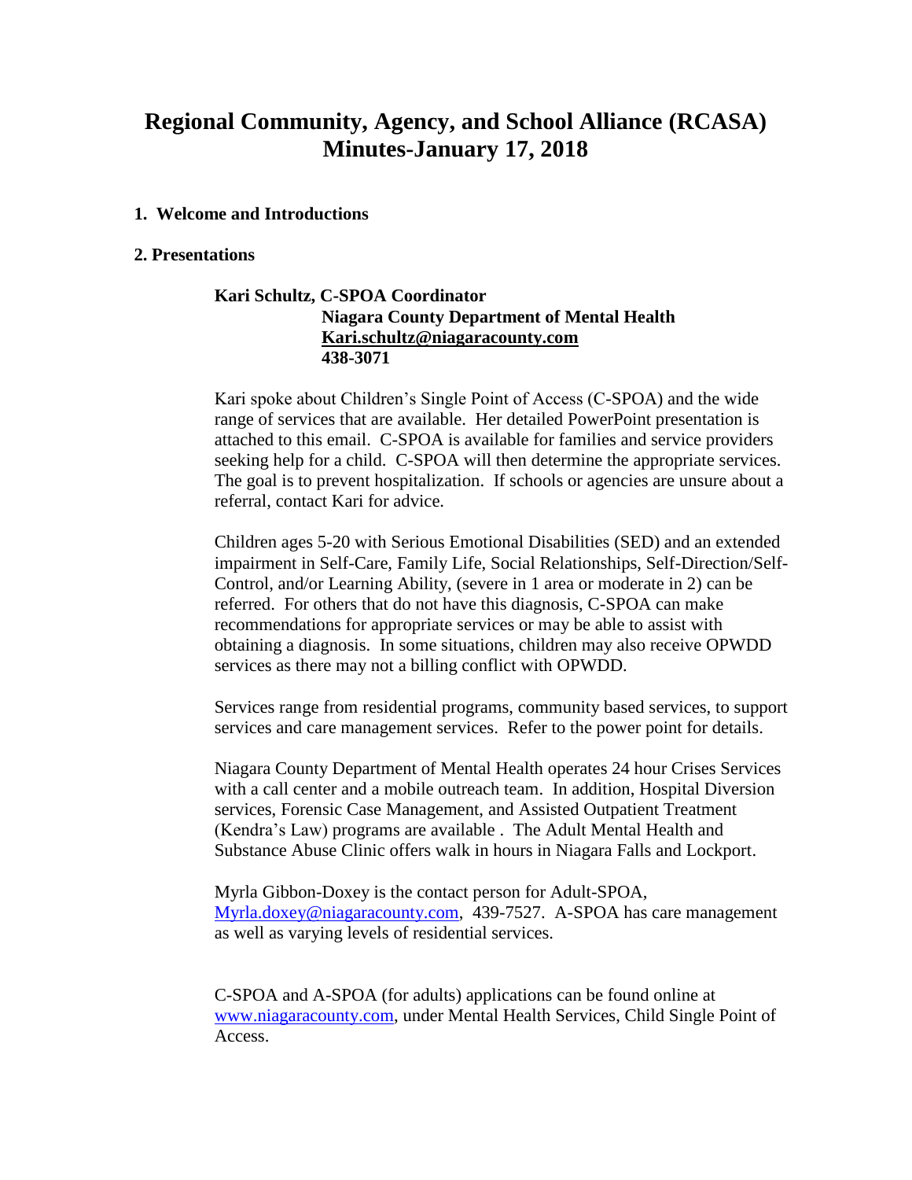# Regional Community, Agency, and School Alliance (RCASA)
# Minutes-January 17, 2018

**1. Welcome and Introductions**

**2. Presentations**

**Kari Schultz, C-SPOA Coordinator**
**Niagara County Department of Mental Health**
**Kari.schultz@niagaracounty.com**
**438-3071**

Kari spoke about Children's Single Point of Access (C-SPOA) and the wide range of services that are available. Her detailed PowerPoint presentation is attached to this email. C-SPOA is available for families and service providers seeking help for a child. C-SPOA will then determine the appropriate services. The goal is to prevent hospitalization. If schools or agencies are unsure about a referral, contact Kari for advice.

Children ages 5-20 with Serious Emotional Disabilities (SED) and an extended impairment in Self-Care, Family Life, Social Relationships, Self-Direction/Self-Control, and/or Learning Ability, (severe in 1 area or moderate in 2) can be referred. For others that do not have this diagnosis, C-SPOA can make recommendations for appropriate services or may be able to assist with obtaining a diagnosis. In some situations, children may also receive OPWDD services as there may not a billing conflict with OPWDD.

Services range from residential programs, community based services, to support services and care management services. Refer to the power point for details.

Niagara County Department of Mental Health operates 24 hour Crises Services with a call center and a mobile outreach team. In addition, Hospital Diversion services, Forensic Case Management, and Assisted Outpatient Treatment (Kendra's Law) programs are available . The Adult Mental Health and Substance Abuse Clinic offers walk in hours in Niagara Falls and Lockport.

Myrla Gibbon-Doxey is the contact person for Adult-SPOA, Myrla.doxey@niagaracounty.com, 439-7527. A-SPOA has care management as well as varying levels of residential services.

C-SPOA and A-SPOA (for adults) applications can be found online at www.niagaracounty.com, under Mental Health Services, Child Single Point of Access.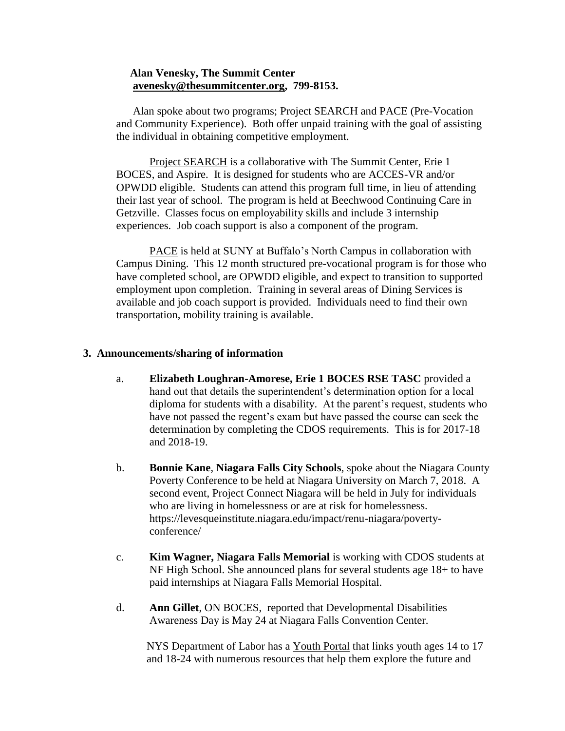**Alan Venesky, The Summit Center**
**[avenesky@thesummitcenter.org](mailto:avenesky@thesummitcenter.org), 799-8153.**

Alan spoke about two programs; Project SEARCH and PACE (Pre-Vocation and Community Experience). Both offer unpaid training with the goal of assisting the individual in obtaining competitive employment.

Project SEARCH is a collaborative with The Summit Center, Erie 1 BOCES, and Aspire. It is designed for students who are ACCES-VR and/or OPWDD eligible. Students can attend this program full time, in lieu of attending their last year of school. The program is held at Beechwood Continuing Care in Getzville. Classes focus on employability skills and include 3 internship experiences. Job coach support is also a component of the program.

PACE is held at SUNY at Buffalo's North Campus in collaboration with Campus Dining. This 12 month structured pre-vocational program is for those who have completed school, are OPWDD eligible, and expect to transition to supported employment upon completion. Training in several areas of Dining Services is available and job coach support is provided. Individuals need to find their own transportation, mobility training is available.

### 3. Announcements/sharing of information

a. **Elizabeth Loughran-Amorese, Erie 1 BOCES RSE TASC** provided a hand out that details the superintendent's determination option for a local diploma for students with a disability. At the parent's request, students who have not passed the regent's exam but have passed the course can seek the determination by completing the CDOS requirements. This is for 2017-18 and 2018-19.

b. **Bonnie Kane**, **Niagara Falls City Schools**, spoke about the Niagara County Poverty Conference to be held at Niagara University on March 7, 2018. A second event, Project Connect Niagara will be held in July for individuals who are living in homelessness or are at risk for homelessness. https://levesqueinstitute.niagara.edu/impact/renu-niagara/poverty-conference/

c. **Kim Wagner, Niagara Falls Memorial** is working with CDOS students at NF High School. She announced plans for several students age 18+ to have paid internships at Niagara Falls Memorial Hospital.

d. **Ann Gillet**, ON BOCES, reported that Developmental Disabilities Awareness Day is May 24 at Niagara Falls Convention Center.

NYS Department of Labor has a Youth Portal that links youth ages 14 to 17 and 18-24 with numerous resources that help them explore the future and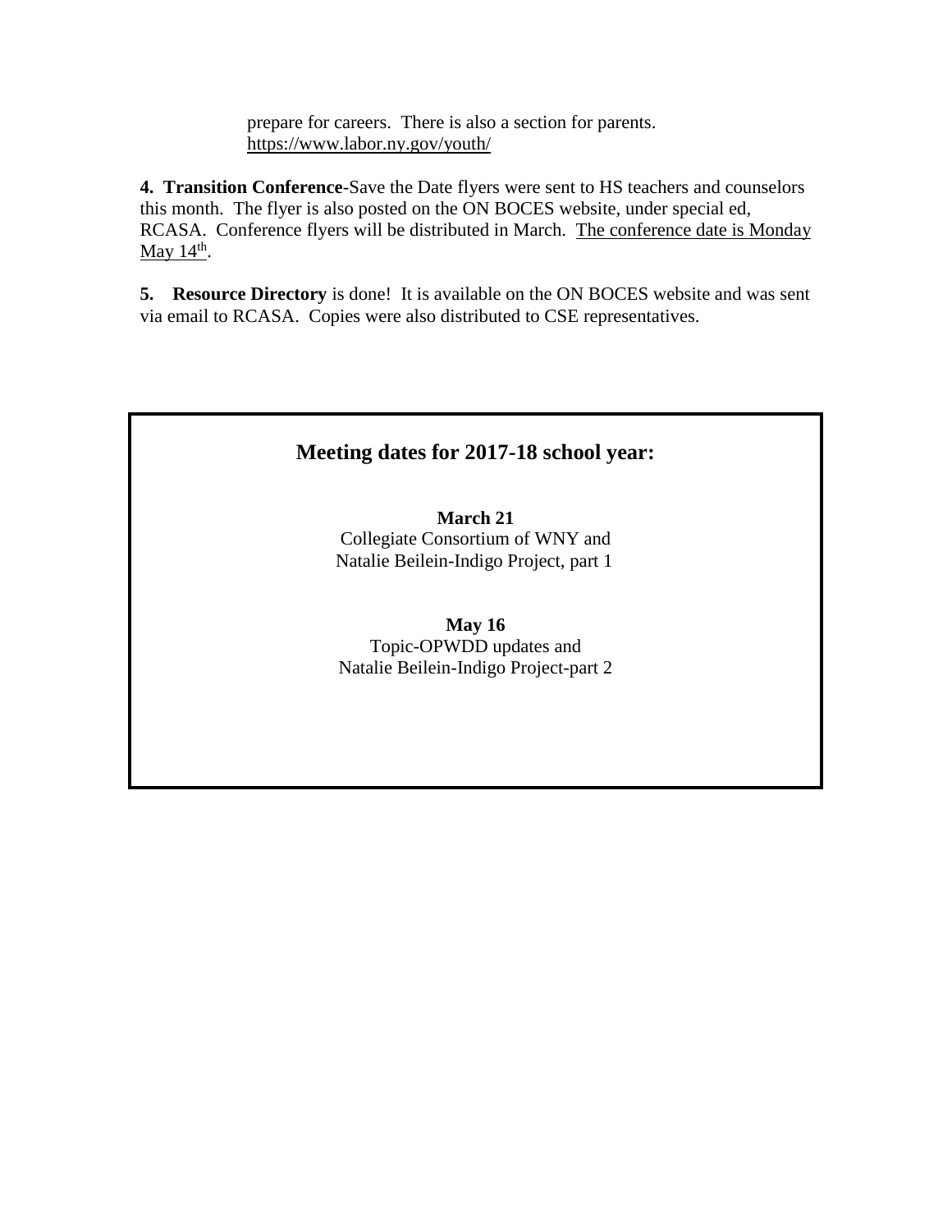prepare for careers. There is also a section for parents. https://www.labor.ny.gov/youth/

**4. Transition Conference**-Save the Date flyers were sent to HS teachers and counselors this month. The flyer is also posted on the ON BOCES website, under special ed, RCASA. Conference flyers will be distributed in March. The conference date is Monday May 14th.

**5. Resource Directory** is done! It is available on the ON BOCES website and was sent via email to RCASA. Copies were also distributed to CSE representatives.

## Meeting dates for 2017-18 school year:

**March 21**
Collegiate Consortium of WNY and
Natalie Beilein-Indigo Project, part 1

**May 16**
Topic-OPWDD updates and
Natalie Beilein-Indigo Project-part 2